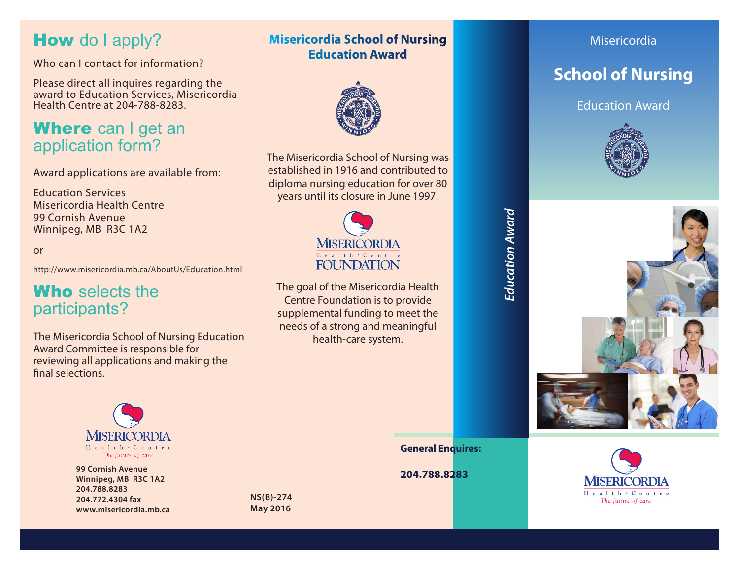## How do I apply?

Who can I contact for information?

Please direct all inquires regarding the award to Education Services, Misericordia Health Centre at 204-788-8283.

## Where can I get an application form?

Award applications are available from:

Education Services
Misericordia Health Centre
99 Cornish Avenue
Winnipeg, MB R3C 1A2

or

http://www.misericordia.mb.ca/AboutUs/Education.html

## Who selects the participants?

The Misericordia School of Nursing Education Award Committee is responsible for reviewing all applications and making the final selections.

MISERICORDIA
Health · Centre
*The future of care*

**99 Cornish Avenue**
**Winnipeg, MB R3C 1A2**
**204.788.8283**
**204.772.4304 fax**
**www.misericordia.mb.ca**

## Misericordia School of Nursing Education Award

The Misericordia School of Nursing was established in 1916 and contributed to diploma nursing education for over 80 years until its closure in June 1997.

MISERICORDIA
Health · Centre
FOUNDATION

The goal of the Misericordia Health Centre Foundation is to provide supplemental funding to meet the needs of a strong and meaningful health-care system.

**NS(B)-274**
**May 2016**

**General Enquires:**

**204.788.8283**

*Education Award*

# Misericordia School of Nursing Education Award

MISERICORDIA
Health · Centre
*The future of care*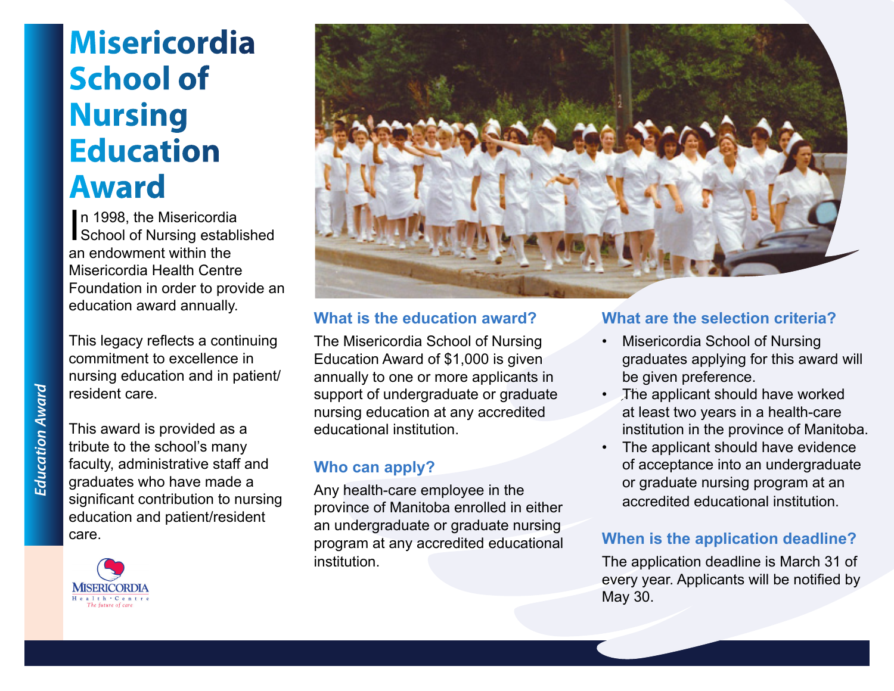# Misericordia School of Nursing Education Award

In 1998, the Misericordia School of Nursing established an endowment within the Misericordia Health Centre Foundation in order to provide an education award annually.

This legacy reflects a continuing commitment to excellence in nursing education and in patient/resident care.

This award is provided as a tribute to the school's many faculty, administrative staff and graduates who have made a significant contribution to nursing education and patient/resident care.

MISERICORDIA Health Centre
The future of care

## What is the education award?

The Misericordia School of Nursing Education Award of $1,000 is given annually to one or more applicants in support of undergraduate or graduate nursing education at any accredited educational institution.

## Who can apply?

Any health-care employee in the province of Manitoba enrolled in either an undergraduate or graduate nursing program at any accredited educational institution.

## What are the selection criteria?

- Misericordia School of Nursing graduates applying for this award will be given preference.
- The applicant should have worked at least two years in a health-care institution in the province of Manitoba.
- The applicant should have evidence of acceptance into an undergraduate or graduate nursing program at an accredited educational institution.

## When is the application deadline?

The application deadline is March 31 of every year. Applicants will be notified by May 30.

*Education Award*